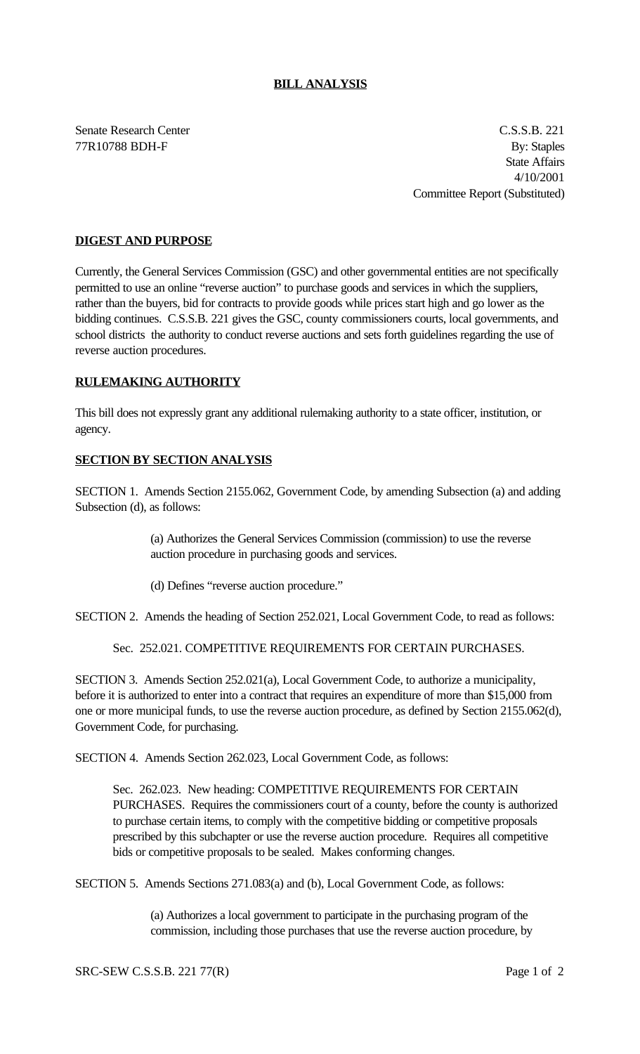# BILL ANALYSIS

Senate Research Center
77R10788 BDH-F

C.S.S.B. 221
By: Staples
State Affairs
4/10/2001
Committee Report (Substituted)

## DIGEST AND PURPOSE

Currently, the General Services Commission (GSC) and other governmental entities are not specifically permitted to use an online "reverse auction" to purchase goods and services in which the suppliers, rather than the buyers, bid for contracts to provide goods while prices start high and go lower as the bidding continues. C.S.S.B. 221 gives the GSC, county commissioners courts, local governments, and school districts the authority to conduct reverse auctions and sets forth guidelines regarding the use of reverse auction procedures.

## RULEMAKING AUTHORITY

This bill does not expressly grant any additional rulemaking authority to a state officer, institution, or agency.

## SECTION BY SECTION ANALYSIS

SECTION 1. Amends Section 2155.062, Government Code, by amending Subsection (a) and adding Subsection (d), as follows:

> (a) Authorizes the General Services Commission (commission) to use the reverse auction procedure in purchasing goods and services.
>
> (d) Defines "reverse auction procedure."

SECTION 2. Amends the heading of Section 252.021, Local Government Code, to read as follows:

> Sec. 252.021. COMPETITIVE REQUIREMENTS FOR CERTAIN PURCHASES.

SECTION 3. Amends Section 252.021(a), Local Government Code, to authorize a municipality, before it is authorized to enter into a contract that requires an expenditure of more than $15,000 from one or more municipal funds, to use the reverse auction procedure, as defined by Section 2155.062(d), Government Code, for purchasing.

SECTION 4. Amends Section 262.023, Local Government Code, as follows:

> Sec. 262.023. New heading: COMPETITIVE REQUIREMENTS FOR CERTAIN PURCHASES. Requires the commissioners court of a county, before the county is authorized to purchase certain items, to comply with the competitive bidding or competitive proposals prescribed by this subchapter or use the reverse auction procedure. Requires all competitive bids or competitive proposals to be sealed. Makes conforming changes.

SECTION 5. Amends Sections 271.083(a) and (b), Local Government Code, as follows:

> (a) Authorizes a local government to participate in the purchasing program of the commission, including those purchases that use the reverse auction procedure, by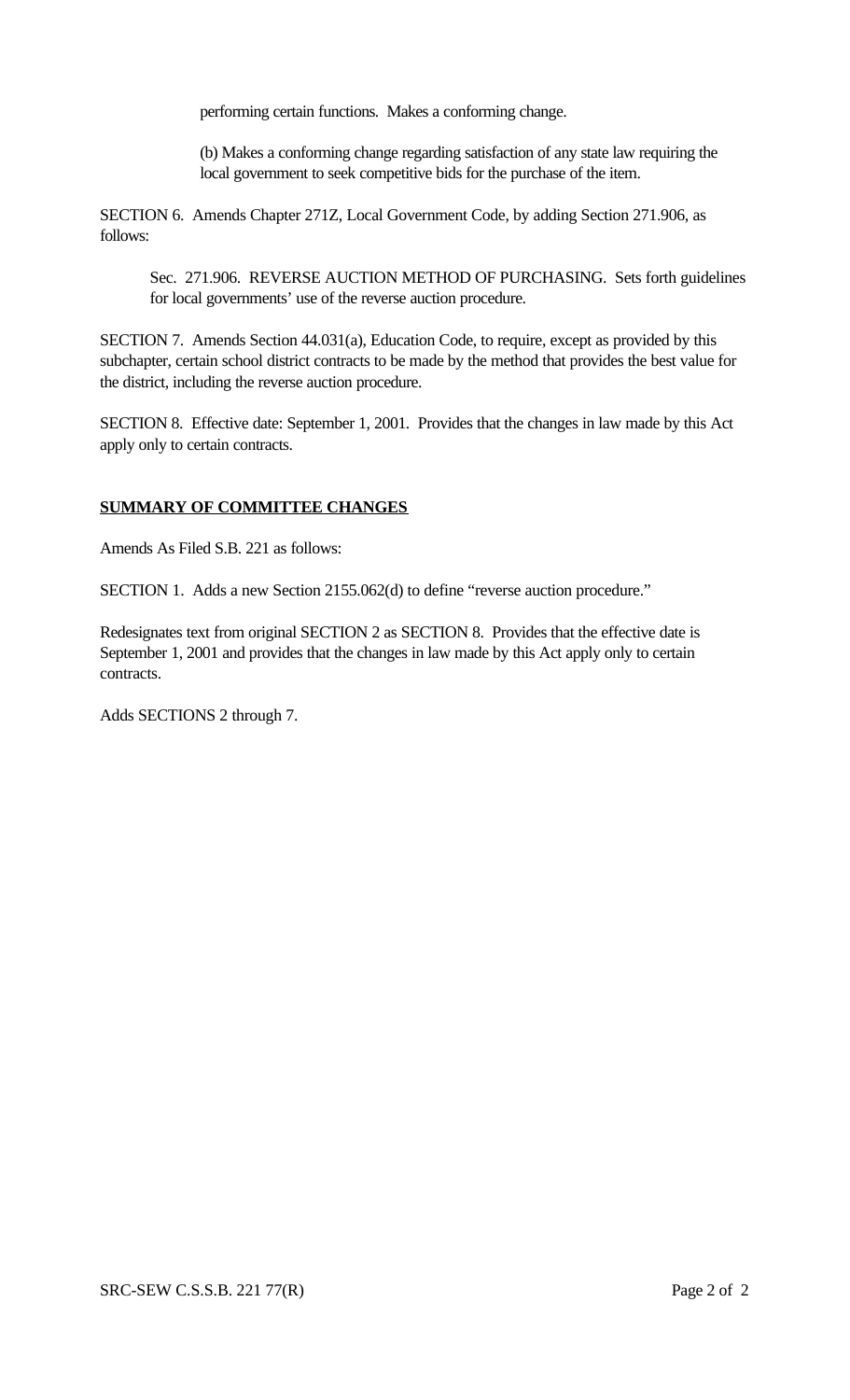performing certain functions. Makes a conforming change.

(b) Makes a conforming change regarding satisfaction of any state law requiring the local government to seek competitive bids for the purchase of the item.

SECTION 6. Amends Chapter 271Z, Local Government Code, by adding Section 271.906, as follows:

Sec. 271.906. REVERSE AUCTION METHOD OF PURCHASING. Sets forth guidelines for local governments' use of the reverse auction procedure.

SECTION 7. Amends Section 44.031(a), Education Code, to require, except as provided by this subchapter, certain school district contracts to be made by the method that provides the best value for the district, including the reverse auction procedure.

SECTION 8. Effective date: September 1, 2001. Provides that the changes in law made by this Act apply only to certain contracts.

**SUMMARY OF COMMITTEE CHANGES**

Amends As Filed S.B. 221 as follows:

SECTION 1. Adds a new Section 2155.062(d) to define "reverse auction procedure."

Redesignates text from original SECTION 2 as SECTION 8. Provides that the effective date is September 1, 2001 and provides that the changes in law made by this Act apply only to certain contracts.

Adds SECTIONS 2 through 7.

SRC-SEW C.S.S.B. 221 77(R)